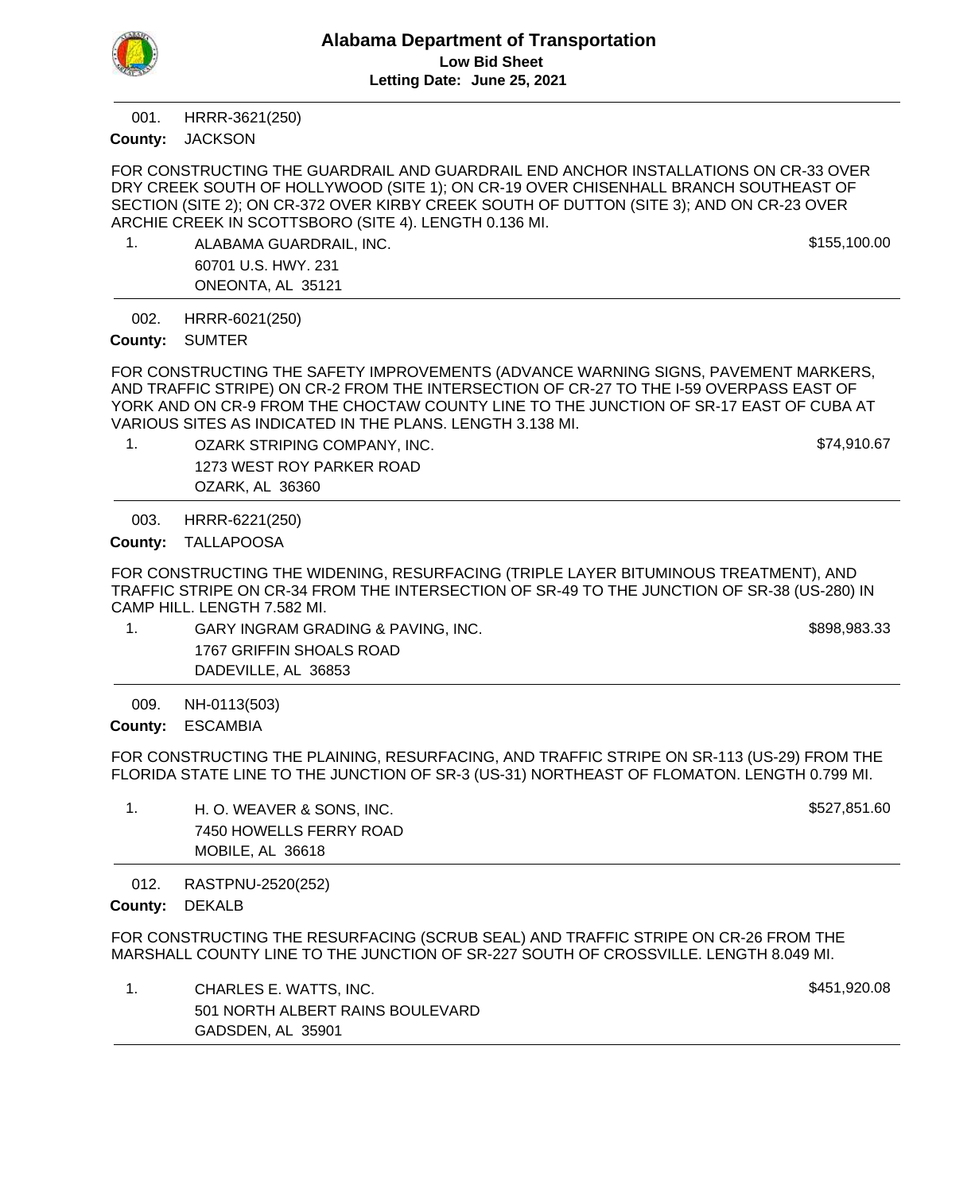# Alabama Department of Transportation

**Low Bid Sheet**

**Letting Date: June 25, 2021**

---

001. HRRR-3621(250)

**County:** JACKSON

FOR CONSTRUCTING THE GUARDRAIL AND GUARDRAIL END ANCHOR INSTALLATIONS ON CR-33 OVER DRY CREEK SOUTH OF HOLLYWOOD (SITE 1); ON CR-19 OVER CHISENHALL BRANCH SOUTHEAST OF SECTION (SITE 2); ON CR-372 OVER KIRBY CREEK SOUTH OF DUTTON (SITE 3); AND ON CR-23 OVER ARCHIE CREEK IN SCOTTSBORO (SITE 4). LENGTH 0.136 MI.

1. ALABAMA GUARDRAIL, INC. — $155,100.00
   60701 U.S. HWY. 231
   ONEONTA, AL 35121

---

002. HRRR-6021(250)

**County:** SUMTER

FOR CONSTRUCTING THE SAFETY IMPROVEMENTS (ADVANCE WARNING SIGNS, PAVEMENT MARKERS, AND TRAFFIC STRIPE) ON CR-2 FROM THE INTERSECTION OF CR-27 TO THE I-59 OVERPASS EAST OF YORK AND ON CR-9 FROM THE CHOCTAW COUNTY LINE TO THE JUNCTION OF SR-17 EAST OF CUBA AT VARIOUS SITES AS INDICATED IN THE PLANS. LENGTH 3.138 MI.

1. OZARK STRIPING COMPANY, INC. — $74,910.67
   1273 WEST ROY PARKER ROAD
   OZARK, AL 36360

---

003. HRRR-6221(250)

**County:** TALLAPOOSA

FOR CONSTRUCTING THE WIDENING, RESURFACING (TRIPLE LAYER BITUMINOUS TREATMENT), AND TRAFFIC STRIPE ON CR-34 FROM THE INTERSECTION OF SR-49 TO THE JUNCTION OF SR-38 (US-280) IN CAMP HILL. LENGTH 7.582 MI.

1. GARY INGRAM GRADING & PAVING, INC. — $898,983.33
   1767 GRIFFIN SHOALS ROAD
   DADEVILLE, AL 36853

---

009. NH-0113(503)

**County:** ESCAMBIA

FOR CONSTRUCTING THE PLAINING, RESURFACING, AND TRAFFIC STRIPE ON SR-113 (US-29) FROM THE FLORIDA STATE LINE TO THE JUNCTION OF SR-3 (US-31) NORTHEAST OF FLOMATON. LENGTH 0.799 MI.

1. H. O. WEAVER & SONS, INC. — $527,851.60
   7450 HOWELLS FERRY ROAD
   MOBILE, AL 36618

---

012. RASTPNU-2520(252)

**County:** DEKALB

FOR CONSTRUCTING THE RESURFACING (SCRUB SEAL) AND TRAFFIC STRIPE ON CR-26 FROM THE MARSHALL COUNTY LINE TO THE JUNCTION OF SR-227 SOUTH OF CROSSVILLE. LENGTH 8.049 MI.

1. CHARLES E. WATTS, INC. — $451,920.08
   501 NORTH ALBERT RAINS BOULEVARD
   GADSDEN, AL 35901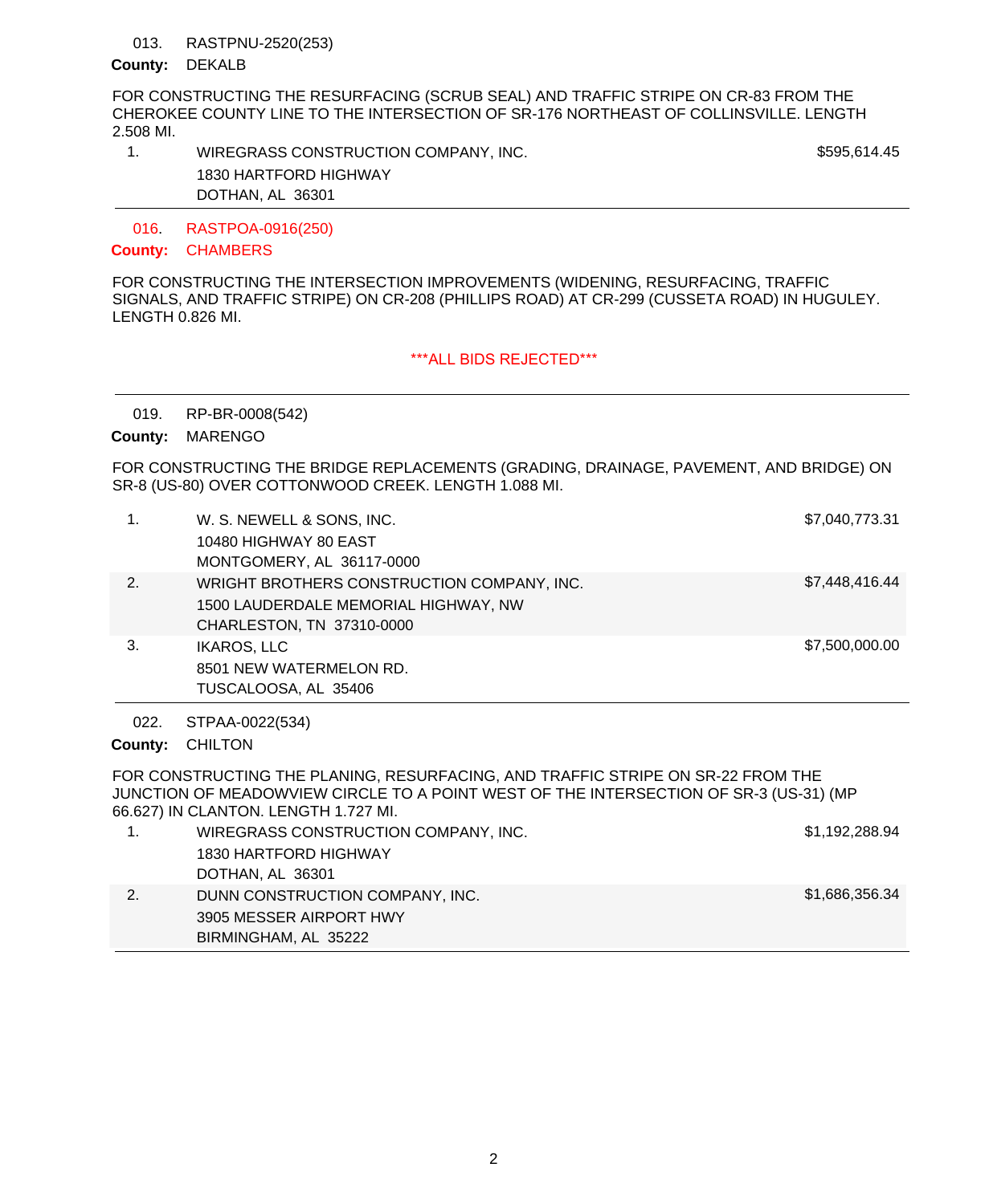013. RASTPNU-2520(253)

**County:** DEKALB

FOR CONSTRUCTING THE RESURFACING (SCRUB SEAL) AND TRAFFIC STRIPE ON CR-83 FROM THE CHEROKEE COUNTY LINE TO THE INTERSECTION OF SR-176 NORTHEAST OF COLLINSVILLE. LENGTH 2.508 MI.

| | | |
|---|---|---|
| 1. | WIREGRASS CONSTRUCTION COMPANY, INC.<br>1830 HARTFORD HIGHWAY<br>DOTHAN, AL 36301 | $595,614.45 |

---

016. RASTPOA-0916(250)

**County:** CHAMBERS

FOR CONSTRUCTING THE INTERSECTION IMPROVEMENTS (WIDENING, RESURFACING, TRAFFIC SIGNALS, AND TRAFFIC STRIPE) ON CR-208 (PHILLIPS ROAD) AT CR-299 (CUSSETA ROAD) IN HUGULEY. LENGTH 0.826 MI.

***ALL BIDS REJECTED***

---

019. RP-BR-0008(542)

**County:** MARENGO

FOR CONSTRUCTING THE BRIDGE REPLACEMENTS (GRADING, DRAINAGE, PAVEMENT, AND BRIDGE) ON SR-8 (US-80) OVER COTTONWOOD CREEK. LENGTH 1.088 MI.

| | | |
|---|---|---|
| 1. | W. S. NEWELL & SONS, INC.<br>10480 HIGHWAY 80 EAST<br>MONTGOMERY, AL 36117-0000 | $7,040,773.31 |
| 2. | WRIGHT BROTHERS CONSTRUCTION COMPANY, INC.<br>1500 LAUDERDALE MEMORIAL HIGHWAY, NW<br>CHARLESTON, TN 37310-0000 | $7,448,416.44 |
| 3. | IKAROS, LLC<br>8501 NEW WATERMELON RD.<br>TUSCALOOSA, AL 35406 | $7,500,000.00 |

---

022. STPAA-0022(534)

**County:** CHILTON

FOR CONSTRUCTING THE PLANING, RESURFACING, AND TRAFFIC STRIPE ON SR-22 FROM THE JUNCTION OF MEADOWVIEW CIRCLE TO A POINT WEST OF THE INTERSECTION OF SR-3 (US-31) (MP 66.627) IN CLANTON. LENGTH 1.727 MI.

| | | |
|---|---|---|
| 1. | WIREGRASS CONSTRUCTION COMPANY, INC.<br>1830 HARTFORD HIGHWAY<br>DOTHAN, AL 36301 | $1,192,288.94 |
| 2. | DUNN CONSTRUCTION COMPANY, INC.<br>3905 MESSER AIRPORT HWY<br>BIRMINGHAM, AL 35222 | $1,686,356.34 |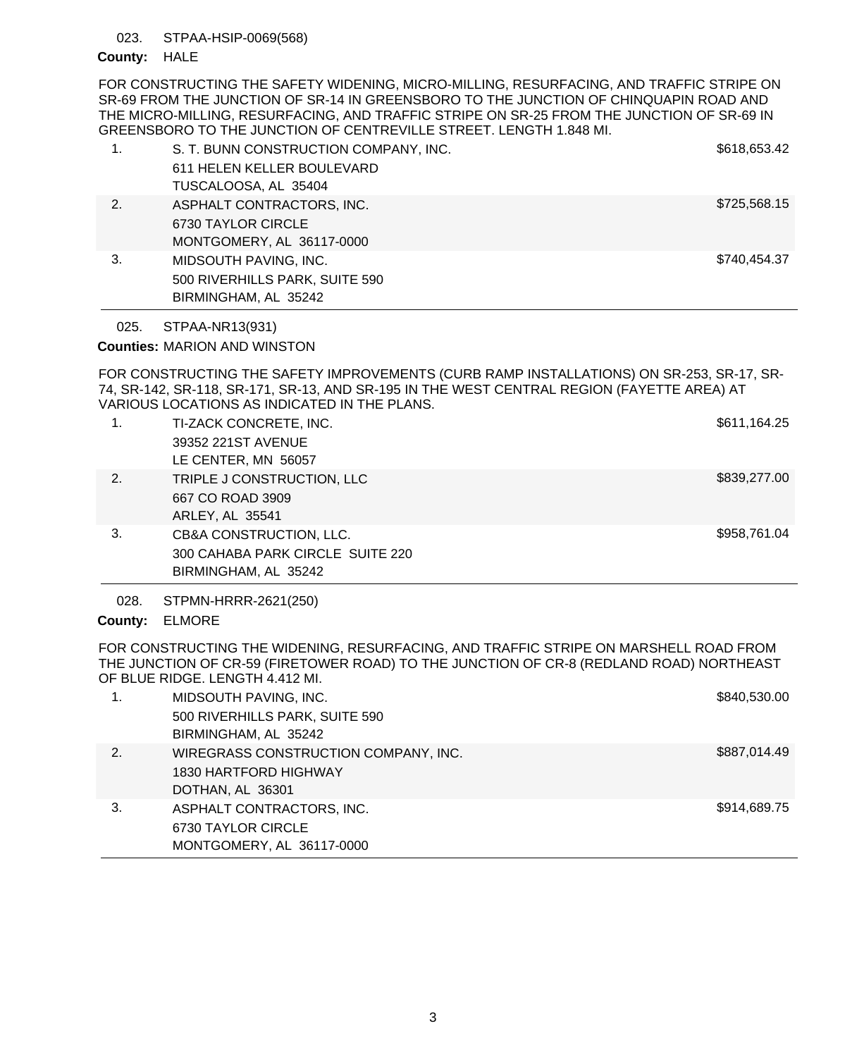023. STPAA-HSIP-0069(568)

**County:** HALE

FOR CONSTRUCTING THE SAFETY WIDENING, MICRO-MILLING, RESURFACING, AND TRAFFIC STRIPE ON SR-69 FROM THE JUNCTION OF SR-14 IN GREENSBORO TO THE JUNCTION OF CHINQUAPIN ROAD AND THE MICRO-MILLING, RESURFACING, AND TRAFFIC STRIPE ON SR-25 FROM THE JUNCTION OF SR-69 IN GREENSBORO TO THE JUNCTION OF CENTREVILLE STREET. LENGTH 1.848 MI.

| | | |
|---|---|---|
| 1. | S. T. BUNN CONSTRUCTION COMPANY, INC.<br>611 HELEN KELLER BOULEVARD<br>TUSCALOOSA, AL 35404 | $618,653.42 |
| 2. | ASPHALT CONTRACTORS, INC.<br>6730 TAYLOR CIRCLE<br>MONTGOMERY, AL 36117-0000 | $725,568.15 |
| 3. | MIDSOUTH PAVING, INC.<br>500 RIVERHILLS PARK, SUITE 590<br>BIRMINGHAM, AL 35242 | $740,454.37 |

025. STPAA-NR13(931)

**Counties:** MARION AND WINSTON

FOR CONSTRUCTING THE SAFETY IMPROVEMENTS (CURB RAMP INSTALLATIONS) ON SR-253, SR-17, SR-74, SR-142, SR-118, SR-171, SR-13, AND SR-195 IN THE WEST CENTRAL REGION (FAYETTE AREA) AT VARIOUS LOCATIONS AS INDICATED IN THE PLANS.

| | | |
|---|---|---|
| 1. | TI-ZACK CONCRETE, INC.<br>39352 221ST AVENUE<br>LE CENTER, MN 56057 | $611,164.25 |
| 2. | TRIPLE J CONSTRUCTION, LLC<br>667 CO ROAD 3909<br>ARLEY, AL 35541 | $839,277.00 |
| 3. | CB&A CONSTRUCTION, LLC.<br>300 CAHABA PARK CIRCLE SUITE 220<br>BIRMINGHAM, AL 35242 | $958,761.04 |

028. STPMN-HRRR-2621(250)

**County:** ELMORE

FOR CONSTRUCTING THE WIDENING, RESURFACING, AND TRAFFIC STRIPE ON MARSHELL ROAD FROM THE JUNCTION OF CR-59 (FIRETOWER ROAD) TO THE JUNCTION OF CR-8 (REDLAND ROAD) NORTHEAST OF BLUE RIDGE. LENGTH 4.412 MI.

| | | |
|---|---|---|
| 1. | MIDSOUTH PAVING, INC.<br>500 RIVERHILLS PARK, SUITE 590<br>BIRMINGHAM, AL 35242 | $840,530.00 |
| 2. | WIREGRASS CONSTRUCTION COMPANY, INC.<br>1830 HARTFORD HIGHWAY<br>DOTHAN, AL 36301 | $887,014.49 |
| 3. | ASPHALT CONTRACTORS, INC.<br>6730 TAYLOR CIRCLE<br>MONTGOMERY, AL 36117-0000 | $914,689.75 |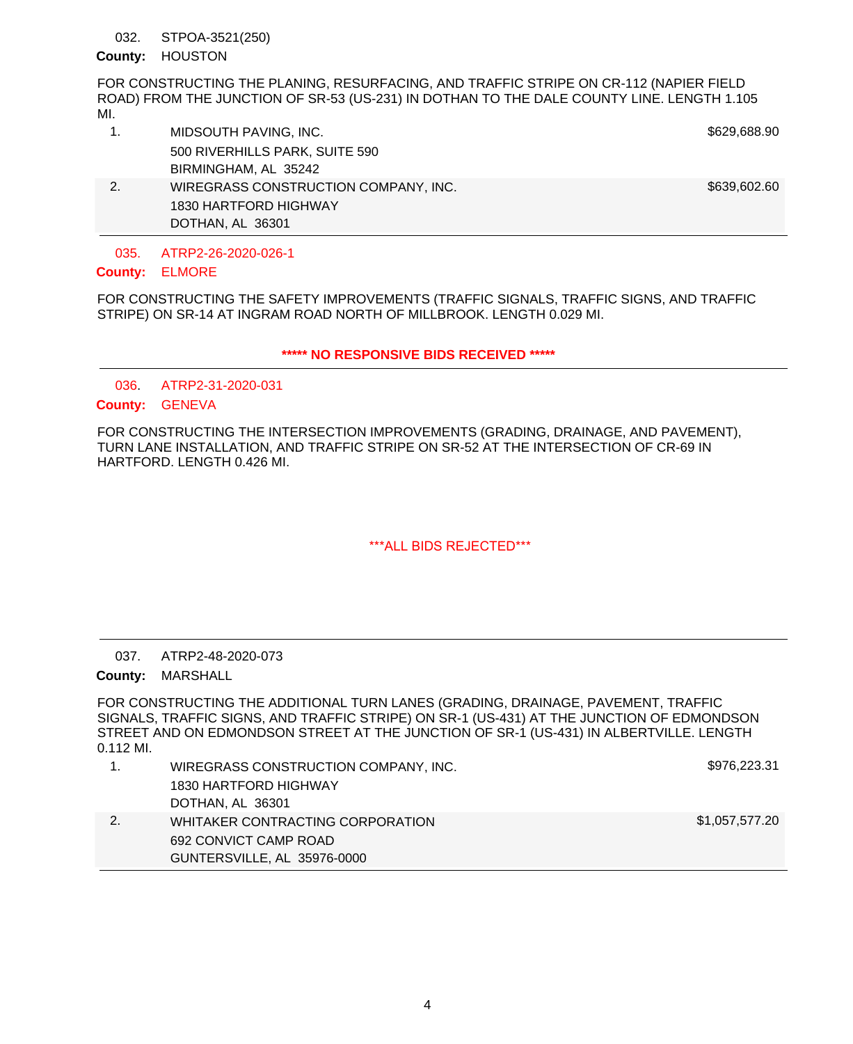032. STPOA-3521(250)

**County:** HOUSTON

FOR CONSTRUCTING THE PLANING, RESURFACING, AND TRAFFIC STRIPE ON CR-112 (NAPIER FIELD ROAD) FROM THE JUNCTION OF SR-53 (US-231) IN DOTHAN TO THE DALE COUNTY LINE. LENGTH 1.105 MI.

| | | |
|---|---|---|
| 1. | MIDSOUTH PAVING, INC.<br>500 RIVERHILLS PARK, SUITE 590<br>BIRMINGHAM, AL 35242 | $629,688.90 |
| 2. | WIREGRASS CONSTRUCTION COMPANY, INC.<br>1830 HARTFORD HIGHWAY<br>DOTHAN, AL 36301 | $639,602.60 |

---

035. ATRP2-26-2020-026-1

**County:** ELMORE

FOR CONSTRUCTING THE SAFETY IMPROVEMENTS (TRAFFIC SIGNALS, TRAFFIC SIGNS, AND TRAFFIC STRIPE) ON SR-14 AT INGRAM ROAD NORTH OF MILLBROOK. LENGTH 0.029 MI.

**\*\*\*\*\* NO RESPONSIVE BIDS RECEIVED \*\*\*\*\***

---

036. ATRP2-31-2020-031

**County:** GENEVA

FOR CONSTRUCTING THE INTERSECTION IMPROVEMENTS (GRADING, DRAINAGE, AND PAVEMENT), TURN LANE INSTALLATION, AND TRAFFIC STRIPE ON SR-52 AT THE INTERSECTION OF CR-69 IN HARTFORD. LENGTH 0.426 MI.

\*\*\*ALL BIDS REJECTED\*\*\*

---

037. ATRP2-48-2020-073

**County:** MARSHALL

FOR CONSTRUCTING THE ADDITIONAL TURN LANES (GRADING, DRAINAGE, PAVEMENT, TRAFFIC SIGNALS, TRAFFIC SIGNS, AND TRAFFIC STRIPE) ON SR-1 (US-431) AT THE JUNCTION OF EDMONDSON STREET AND ON EDMONDSON STREET AT THE JUNCTION OF SR-1 (US-431) IN ALBERTVILLE. LENGTH 0.112 MI.

| | | |
|---|---|---|
| 1. | WIREGRASS CONSTRUCTION COMPANY, INC.<br>1830 HARTFORD HIGHWAY<br>DOTHAN, AL 36301 | $976,223.31 |
| 2. | WHITAKER CONTRACTING CORPORATION<br>692 CONVICT CAMP ROAD<br>GUNTERSVILLE, AL 35976-0000 | $1,057,577.20 |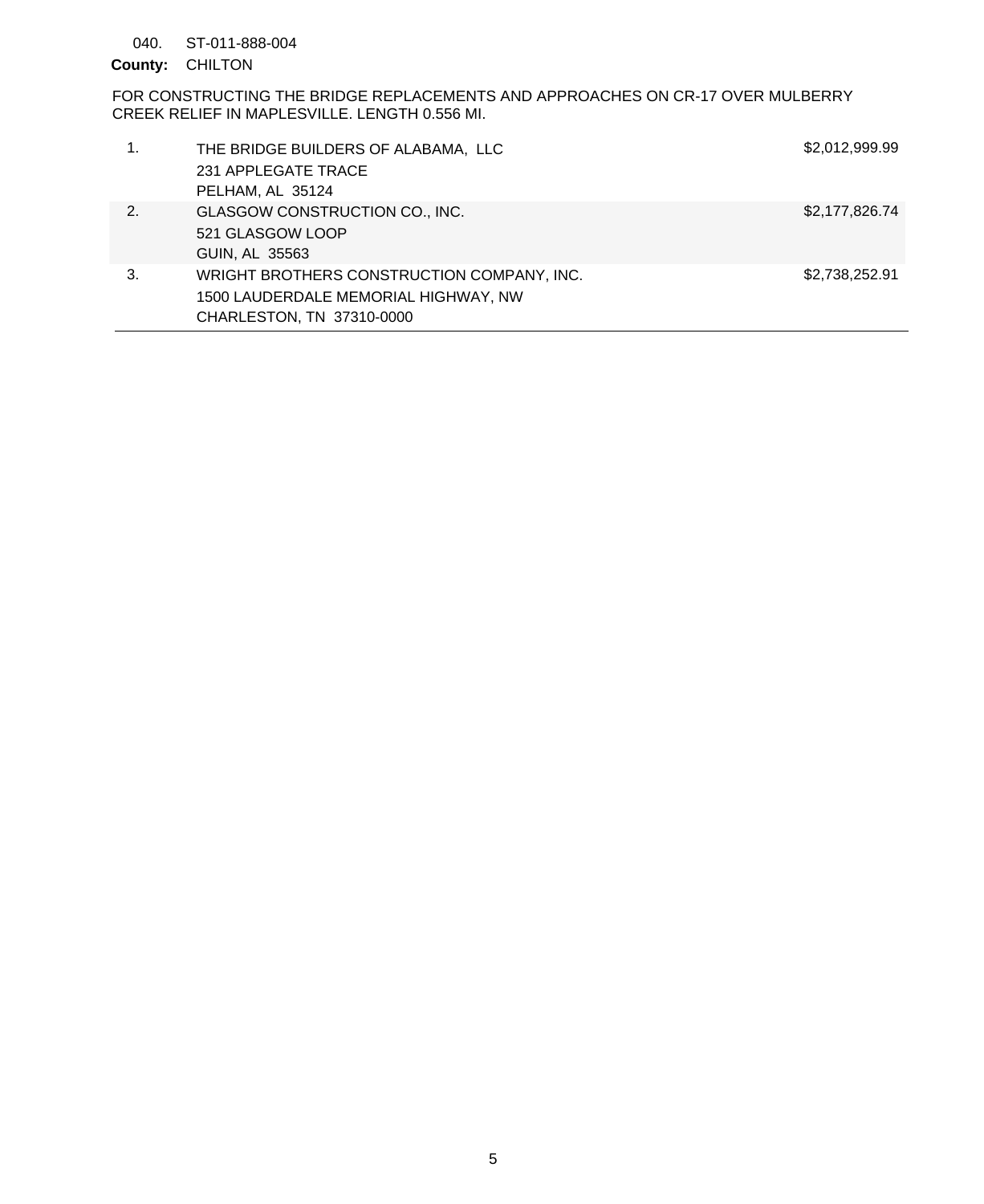040. ST-011-888-004

**County:** CHILTON

FOR CONSTRUCTING THE BRIDGE REPLACEMENTS AND APPROACHES ON CR-17 OVER MULBERRY CREEK RELIEF IN MAPLESVILLE. LENGTH 0.556 MI.

| | | |
|---|---|---|
| 1. | THE BRIDGE BUILDERS OF ALABAMA, LLC<br>231 APPLEGATE TRACE<br>PELHAM, AL 35124 | $2,012,999.99 |
| 2. | GLASGOW CONSTRUCTION CO., INC.<br>521 GLASGOW LOOP<br>GUIN, AL 35563 | $2,177,826.74 |
| 3. | WRIGHT BROTHERS CONSTRUCTION COMPANY, INC.<br>1500 LAUDERDALE MEMORIAL HIGHWAY, NW<br>CHARLESTON, TN 37310-0000 | $2,738,252.91 |